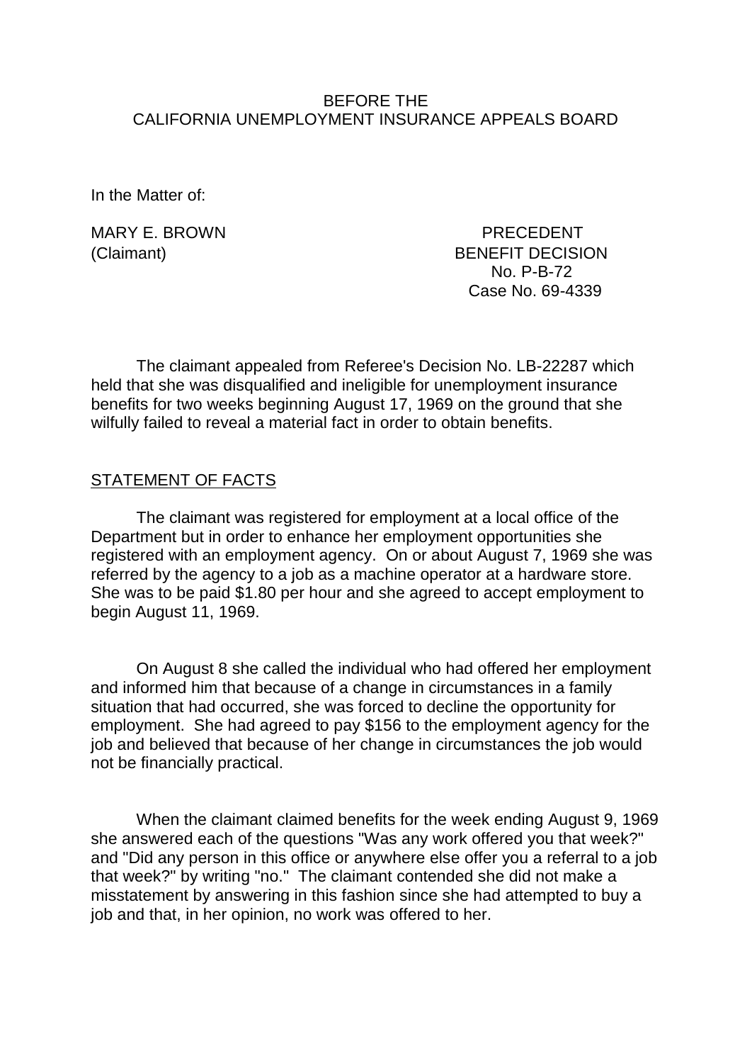BEFORE THE
CALIFORNIA UNEMPLOYMENT INSURANCE APPEALS BOARD

In the Matter of:

MARY E. BROWN
(Claimant)

PRECEDENT
BENEFIT DECISION
No. P-B-72
Case No. 69-4339

The claimant appealed from Referee's Decision No. LB-22287 which held that she was disqualified and ineligible for unemployment insurance benefits for two weeks beginning August 17, 1969 on the ground that she wilfully failed to reveal a material fact in order to obtain benefits.

## STATEMENT OF FACTS

The claimant was registered for employment at a local office of the Department but in order to enhance her employment opportunities she registered with an employment agency. On or about August 7, 1969 she was referred by the agency to a job as a machine operator at a hardware store. She was to be paid $1.80 per hour and she agreed to accept employment to begin August 11, 1969.

On August 8 she called the individual who had offered her employment and informed him that because of a change in circumstances in a family situation that had occurred, she was forced to decline the opportunity for employment. She had agreed to pay $156 to the employment agency for the job and believed that because of her change in circumstances the job would not be financially practical.

When the claimant claimed benefits for the week ending August 9, 1969 she answered each of the questions "Was any work offered you that week?" and "Did any person in this office or anywhere else offer you a referral to a job that week?" by writing "no." The claimant contended she did not make a misstatement by answering in this fashion since she had attempted to buy a job and that, in her opinion, no work was offered to her.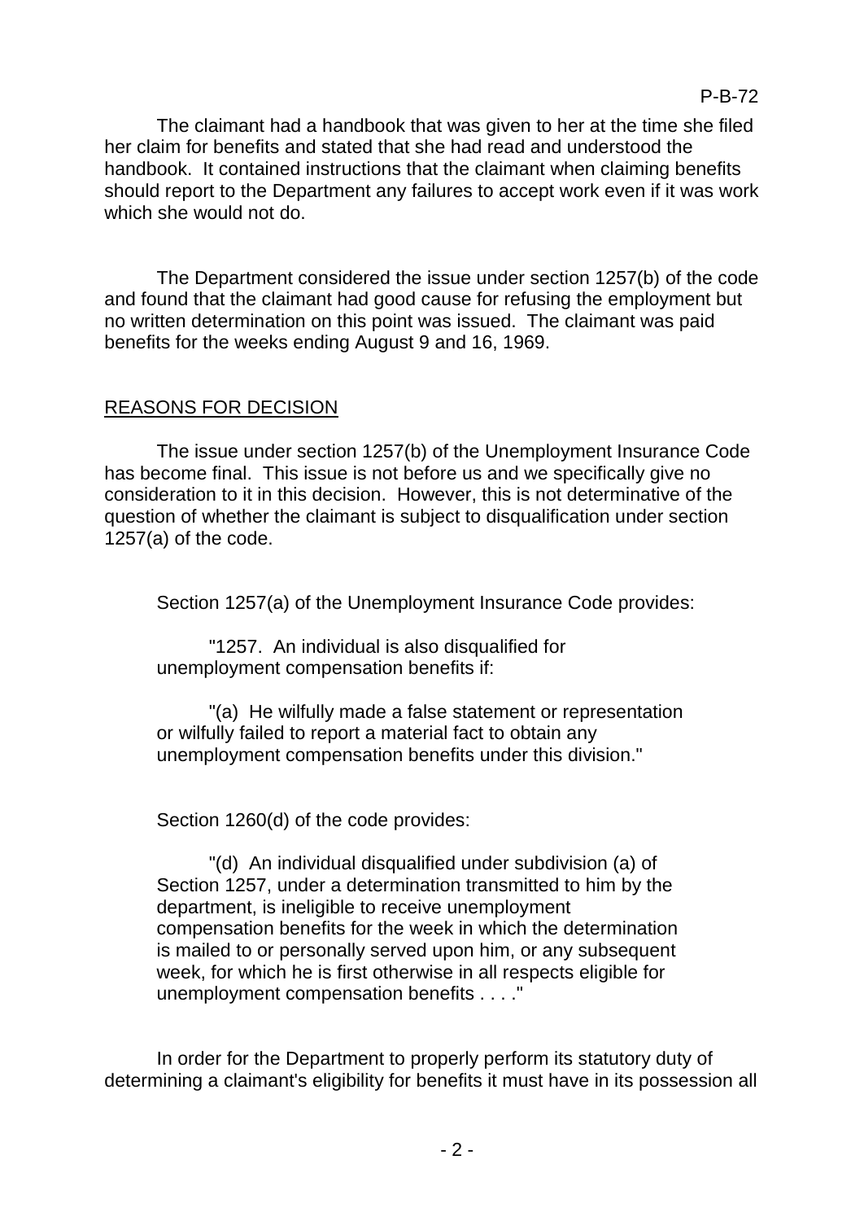The claimant had a handbook that was given to her at the time she filed her claim for benefits and stated that she had read and understood the handbook. It contained instructions that the claimant when claiming benefits should report to the Department any failures to accept work even if it was work which she would not do.

The Department considered the issue under section 1257(b) of the code and found that the claimant had good cause for refusing the employment but no written determination on this point was issued. The claimant was paid benefits for the weeks ending August 9 and 16, 1969.

## REASONS FOR DECISION

The issue under section 1257(b) of the Unemployment Insurance Code has become final. This issue is not before us and we specifically give no consideration to it in this decision. However, this is not determinative of the question of whether the claimant is subject to disqualification under section 1257(a) of the code.

Section 1257(a) of the Unemployment Insurance Code provides:

> "1257. An individual is also disqualified for unemployment compensation benefits if:
>
> "(a) He wilfully made a false statement or representation or wilfully failed to report a material fact to obtain any unemployment compensation benefits under this division."

Section 1260(d) of the code provides:

> "(d) An individual disqualified under subdivision (a) of Section 1257, under a determination transmitted to him by the department, is ineligible to receive unemployment compensation benefits for the week in which the determination is mailed to or personally served upon him, or any subsequent week, for which he is first otherwise in all respects eligible for unemployment compensation benefits . . . ."

In order for the Department to properly perform its statutory duty of determining a claimant's eligibility for benefits it must have in its possession all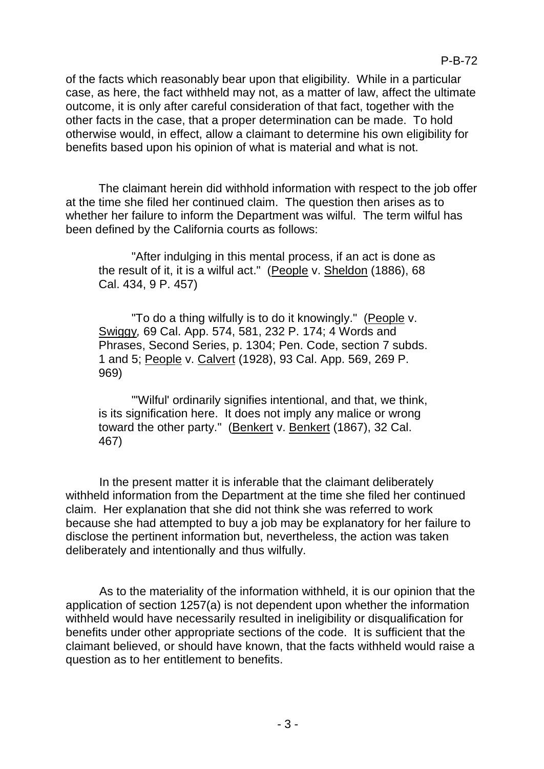of the facts which reasonably bear upon that eligibility. While in a particular case, as here, the fact withheld may not, as a matter of law, affect the ultimate outcome, it is only after careful consideration of that fact, together with the other facts in the case, that a proper determination can be made. To hold otherwise would, in effect, allow a claimant to determine his own eligibility for benefits based upon his opinion of what is material and what is not.

The claimant herein did withhold information with respect to the job offer at the time she filed her continued claim. The question then arises as to whether her failure to inform the Department was wilful. The term wilful has been defined by the California courts as follows:

> "After indulging in this mental process, if an act is done as the result of it, it is a wilful act." (People v. Sheldon (1886), 68 Cal. 434, 9 P. 457)
>
> "To do a thing wilfully is to do it knowingly." (People v. *Swiggy,* 69 Cal. App. 574, 581, 232 P. 174; 4 Words and Phrases, Second Series, p. 1304; Pen. Code, section 7 subds. 1 and 5; People v. Calvert (1928), 93 Cal. App. 569, 269 P. 969)
>
> "'Wilful' ordinarily signifies intentional, and that, we think, is its signification here. It does not imply any malice or wrong toward the other party." (Benkert v. Benkert (1867), 32 Cal. 467)

In the present matter it is inferable that the claimant deliberately withheld information from the Department at the time she filed her continued claim. Her explanation that she did not think she was referred to work because she had attempted to buy a job may be explanatory for her failure to disclose the pertinent information but, nevertheless, the action was taken deliberately and intentionally and thus wilfully.

As to the materiality of the information withheld, it is our opinion that the application of section 1257(a) is not dependent upon whether the information withheld would have necessarily resulted in ineligibility or disqualification for benefits under other appropriate sections of the code. It is sufficient that the claimant believed, or should have known, that the facts withheld would raise a question as to her entitlement to benefits.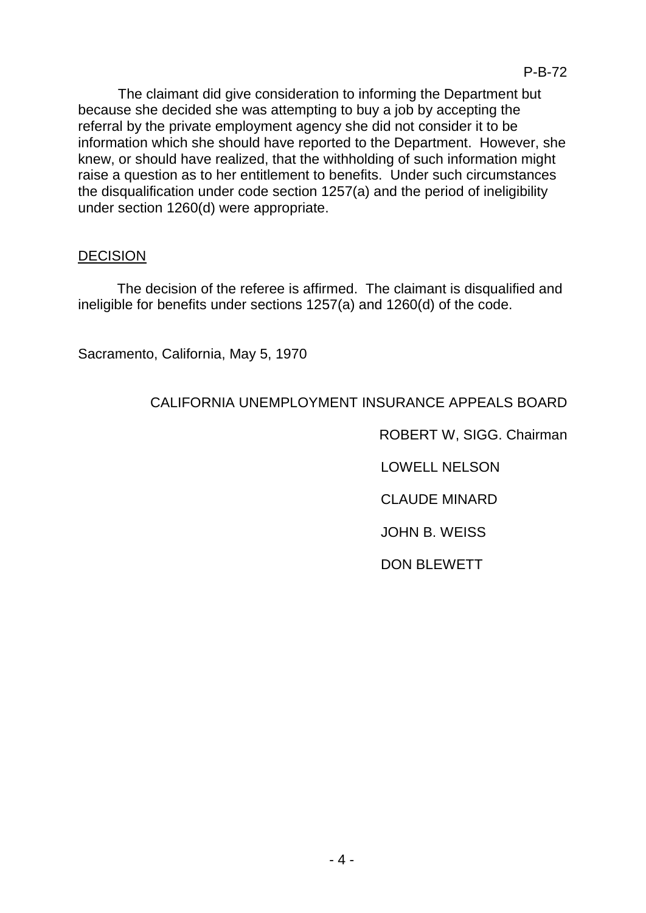The claimant did give consideration to informing the Department but because she decided she was attempting to buy a job by accepting the referral by the private employment agency she did not consider it to be information which she should have reported to the Department. However, she knew, or should have realized, that the withholding of such information might raise a question as to her entitlement to benefits. Under such circumstances the disqualification under code section 1257(a) and the period of ineligibility under section 1260(d) were appropriate.

## DECISION

The decision of the referee is affirmed. The claimant is disqualified and ineligible for benefits under sections 1257(a) and 1260(d) of the code.

Sacramento, California, May 5, 1970

CALIFORNIA UNEMPLOYMENT INSURANCE APPEALS BOARD

ROBERT W, SIGG. Chairman

LOWELL NELSON

CLAUDE MINARD

JOHN B. WEISS

DON BLEWETT